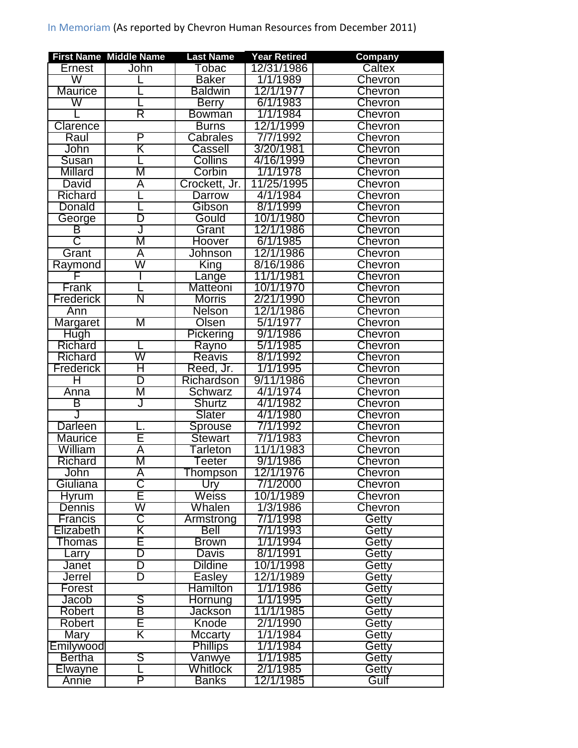In Memoriam (As reported by Chevron Human Resources from December 2011)

| First Name | Middle Name | Last Name | Year Retired | Company |
|---|---|---|---|---|
| Ernest | John | Tobac | 12/31/1986 | Caltex |
| W | L | Baker | 1/1/1989 | Chevron |
| Maurice | L | Baldwin | 12/1/1977 | Chevron |
| W | L | Berry | 6/1/1983 | Chevron |
| L | R | Bowman | 1/1/1984 | Chevron |
| Clarence | | Burns | 12/1/1999 | Chevron |
| Raul | P | Cabrales | 7/7/1992 | Chevron |
| John | K | Cassell | 3/20/1981 | Chevron |
| Susan | L | Collins | 4/16/1999 | Chevron |
| Millard | M | Corbin | 1/1/1978 | Chevron |
| David | A | Crockett, Jr. | 11/25/1995 | Chevron |
| Richard | L | Darrow | 4/1/1984 | Chevron |
| Donald | L | Gibson | 8/1/1999 | Chevron |
| George | D | Gould | 10/1/1980 | Chevron |
| B | J | Grant | 12/1/1986 | Chevron |
| C | M | Hoover | 6/1/1985 | Chevron |
| Grant | A | Johnson | 12/1/1986 | Chevron |
| Raymond | W | King | 8/16/1986 | Chevron |
| F | I | Lange | 11/1/1981 | Chevron |
| Frank | L | Matteoni | 10/1/1970 | Chevron |
| Frederick | N | Morris | 2/21/1990 | Chevron |
| Ann | | Nelson | 12/1/1986 | Chevron |
| Margaret | M | Olsen | 5/1/1977 | Chevron |
| Hugh | | Pickering | 9/1/1986 | Chevron |
| Richard | L | Rayno | 5/1/1985 | Chevron |
| Richard | W | Reavis | 8/1/1992 | Chevron |
| Frederick | H | Reed, Jr. | 1/1/1995 | Chevron |
| H | D | Richardson | 9/11/1986 | Chevron |
| Anna | M | Schwarz | 4/1/1974 | Chevron |
| B | J | Shurtz | 4/1/1982 | Chevron |
| J | | Slater | 4/1/1980 | Chevron |
| Darleen | L. | Sprouse | 7/1/1992 | Chevron |
| Maurice | E | Stewart | 7/1/1983 | Chevron |
| William | A | Tarleton | 11/1/1983 | Chevron |
| Richard | M | Teeter | 9/1/1986 | Chevron |
| John | A | Thompson | 12/1/1976 | Chevron |
| Giuliana | C | Ury | 7/1/2000 | Chevron |
| Hyrum | E | Weiss | 10/1/1989 | Chevron |
| Dennis | W | Whalen | 1/3/1986 | Chevron |
| Francis | C | Armstrong | 7/1/1998 | Getty |
| Elizabeth | K | Bell | 7/1/1993 | Getty |
| Thomas | E | Brown | 1/1/1994 | Getty |
| Larry | D | Davis | 8/1/1991 | Getty |
| Janet | D | Dildine | 10/1/1998 | Getty |
| Jerrel | D | Easley | 12/1/1989 | Getty |
| Forest | | Hamilton | 1/1/1986 | Getty |
| Jacob | S | Hornung | 1/1/1995 | Getty |
| Robert | B | Jackson | 11/1/1985 | Getty |
| Robert | E | Knode | 2/1/1990 | Getty |
| Mary | K | Mccarty | 1/1/1984 | Getty |
| Emilywood | | Phillips | 1/1/1984 | Getty |
| Bertha | S | Vanwye | 1/1/1985 | Getty |
| Elwayne | L | Whitlock | 2/1/1985 | Getty |
| Annie | P | Banks | 12/1/1985 | Gulf |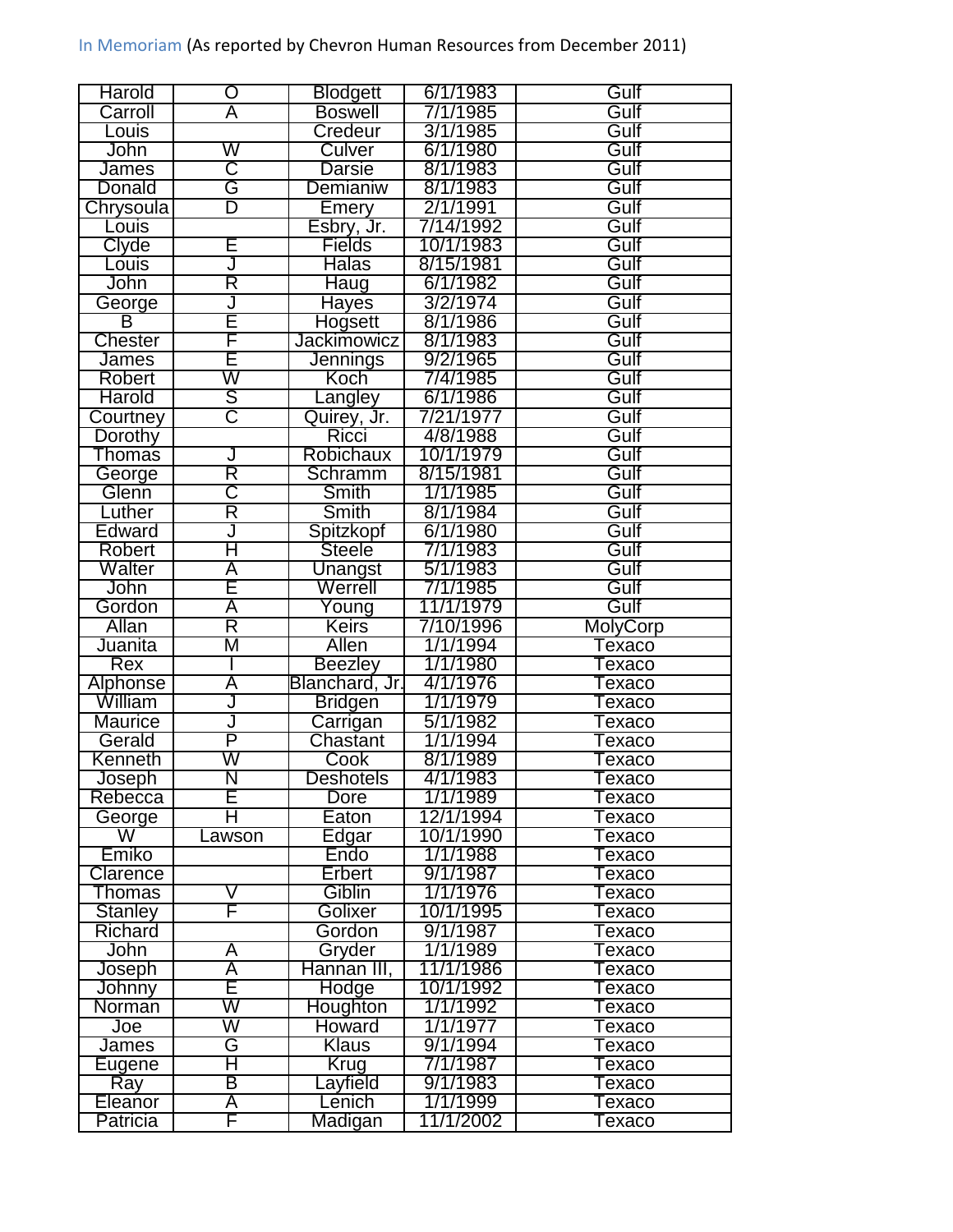In Memoriam (As reported by Chevron Human Resources from December 2011)

| | | | | |
|---|---|---|---|---|
| Harold | O | Blodgett | 6/1/1983 | Gulf |
| Carroll | A | Boswell | 7/1/1985 | Gulf |
| Louis | | Credeur | 3/1/1985 | Gulf |
| John | W | Culver | 6/1/1980 | Gulf |
| James | C | Darsie | 8/1/1983 | Gulf |
| Donald | G | Demianiw | 8/1/1983 | Gulf |
| Chrysoula | D | Emery | 2/1/1991 | Gulf |
| Louis | | Esbry, Jr. | 7/14/1992 | Gulf |
| Clyde | E | Fields | 10/1/1983 | Gulf |
| Louis | J | Halas | 8/15/1981 | Gulf |
| John | R | Haug | 6/1/1982 | Gulf |
| George | J | Hayes | 3/2/1974 | Gulf |
| B | E | Hogsett | 8/1/1986 | Gulf |
| Chester | F | Jackimowicz | 8/1/1983 | Gulf |
| James | E | Jennings | 9/2/1965 | Gulf |
| Robert | W | Koch | 7/4/1985 | Gulf |
| Harold | S | Langley | 6/1/1986 | Gulf |
| Courtney | C | Quirey, Jr. | 7/21/1977 | Gulf |
| Dorothy | | Ricci | 4/8/1988 | Gulf |
| Thomas | J | Robichaux | 10/1/1979 | Gulf |
| George | R | Schramm | 8/15/1981 | Gulf |
| Glenn | C | Smith | 1/1/1985 | Gulf |
| Luther | R | Smith | 8/1/1984 | Gulf |
| Edward | J | Spitzkopf | 6/1/1980 | Gulf |
| Robert | H | Steele | 7/1/1983 | Gulf |
| Walter | A | Unangst | 5/1/1983 | Gulf |
| John | E | Werrell | 7/1/1985 | Gulf |
| Gordon | A | Young | 11/1/1979 | Gulf |
| Allan | R | Keirs | 7/10/1996 | MolyCorp |
| Juanita | M | Allen | 1/1/1994 | Texaco |
| Rex | I | Beezley | 1/1/1980 | Texaco |
| Alphonse | A | Blanchard, Jr. | 4/1/1976 | Texaco |
| William | J | Bridgen | 1/1/1979 | Texaco |
| Maurice | J | Carrigan | 5/1/1982 | Texaco |
| Gerald | P | Chastant | 1/1/1994 | Texaco |
| Kenneth | W | Cook | 8/1/1989 | Texaco |
| Joseph | N | Deshotels | 4/1/1983 | Texaco |
| Rebecca | E | Dore | 1/1/1989 | Texaco |
| George | H | Eaton | 12/1/1994 | Texaco |
| W | Lawson | Edgar | 10/1/1990 | Texaco |
| Emiko | | Endo | 1/1/1988 | Texaco |
| Clarence | | Erbert | 9/1/1987 | Texaco |
| Thomas | V | Giblin | 1/1/1976 | Texaco |
| Stanley | F | Golixer | 10/1/1995 | Texaco |
| Richard | | Gordon | 9/1/1987 | Texaco |
| John | A | Gryder | 1/1/1989 | Texaco |
| Joseph | A | Hannan III, | 11/1/1986 | Texaco |
| Johnny | E | Hodge | 10/1/1992 | Texaco |
| Norman | W | Houghton | 1/1/1992 | Texaco |
| Joe | W | Howard | 1/1/1977 | Texaco |
| James | G | Klaus | 9/1/1994 | Texaco |
| Eugene | H | Krug | 7/1/1987 | Texaco |
| Ray | B | Layfield | 9/1/1983 | Texaco |
| Eleanor | A | Lenich | 1/1/1999 | Texaco |
| Patricia | F | Madigan | 11/1/2002 | Texaco |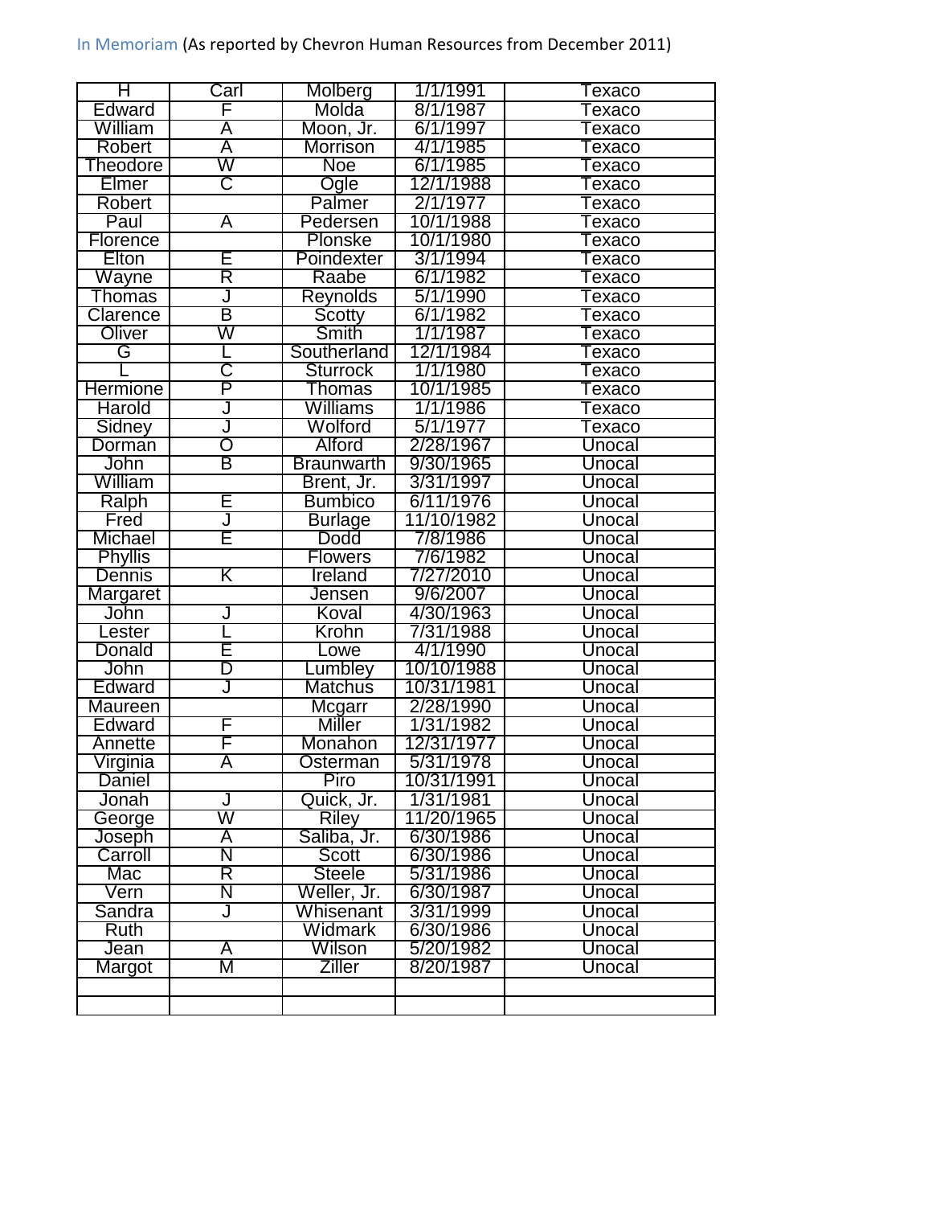In Memoriam (As reported by Chevron Human Resources from December 2011)

| | | | | |
|---|---|---|---|---|
| H | Carl | Molberg | 1/1/1991 | Texaco |
| Edward | F | Molda | 8/1/1987 | Texaco |
| William | A | Moon, Jr. | 6/1/1997 | Texaco |
| Robert | A | Morrison | 4/1/1985 | Texaco |
| Theodore | W | Noe | 6/1/1985 | Texaco |
| Elmer | C | Ogle | 12/1/1988 | Texaco |
| Robert | | Palmer | 2/1/1977 | Texaco |
| Paul | A | Pedersen | 10/1/1988 | Texaco |
| Florence | | Plonske | 10/1/1980 | Texaco |
| Elton | E | Poindexter | 3/1/1994 | Texaco |
| Wayne | R | Raabe | 6/1/1982 | Texaco |
| Thomas | J | Reynolds | 5/1/1990 | Texaco |
| Clarence | B | Scotty | 6/1/1982 | Texaco |
| Oliver | W | Smith | 1/1/1987 | Texaco |
| G | L | Southerland | 12/1/1984 | Texaco |
| L | C | Sturrock | 1/1/1980 | Texaco |
| Hermione | P | Thomas | 10/1/1985 | Texaco |
| Harold | J | Williams | 1/1/1986 | Texaco |
| Sidney | J | Wolford | 5/1/1977 | Texaco |
| Dorman | O | Alford | 2/28/1967 | Unocal |
| John | B | Braunwarth | 9/30/1965 | Unocal |
| William | | Brent, Jr. | 3/31/1997 | Unocal |
| Ralph | E | Bumbico | 6/11/1976 | Unocal |
| Fred | J | Burlage | 11/10/1982 | Unocal |
| Michael | E | Dodd | 7/8/1986 | Unocal |
| Phyllis | | Flowers | 7/6/1982 | Unocal |
| Dennis | K | Ireland | 7/27/2010 | Unocal |
| Margaret | | Jensen | 9/6/2007 | Unocal |
| John | J | Koval | 4/30/1963 | Unocal |
| Lester | L | Krohn | 7/31/1988 | Unocal |
| Donald | E | Lowe | 4/1/1990 | Unocal |
| John | D | Lumbley | 10/10/1988 | Unocal |
| Edward | J | Matchus | 10/31/1981 | Unocal |
| Maureen | | Mcgarr | 2/28/1990 | Unocal |
| Edward | F | Miller | 1/31/1982 | Unocal |
| Annette | F | Monahon | 12/31/1977 | Unocal |
| Virginia | A | Osterman | 5/31/1978 | Unocal |
| Daniel | | Piro | 10/31/1991 | Unocal |
| Jonah | J | Quick, Jr. | 1/31/1981 | Unocal |
| George | W | Riley | 11/20/1965 | Unocal |
| Joseph | A | Saliba, Jr. | 6/30/1986 | Unocal |
| Carroll | N | Scott | 6/30/1986 | Unocal |
| Mac | R | Steele | 5/31/1986 | Unocal |
| Vern | N | Weller, Jr. | 6/30/1987 | Unocal |
| Sandra | J | Whisenant | 3/31/1999 | Unocal |
| Ruth | | Widmark | 6/30/1986 | Unocal |
| Jean | A | Wilson | 5/20/1982 | Unocal |
| Margot | M | Ziller | 8/20/1987 | Unocal |
| | | | | |
| | | | | |